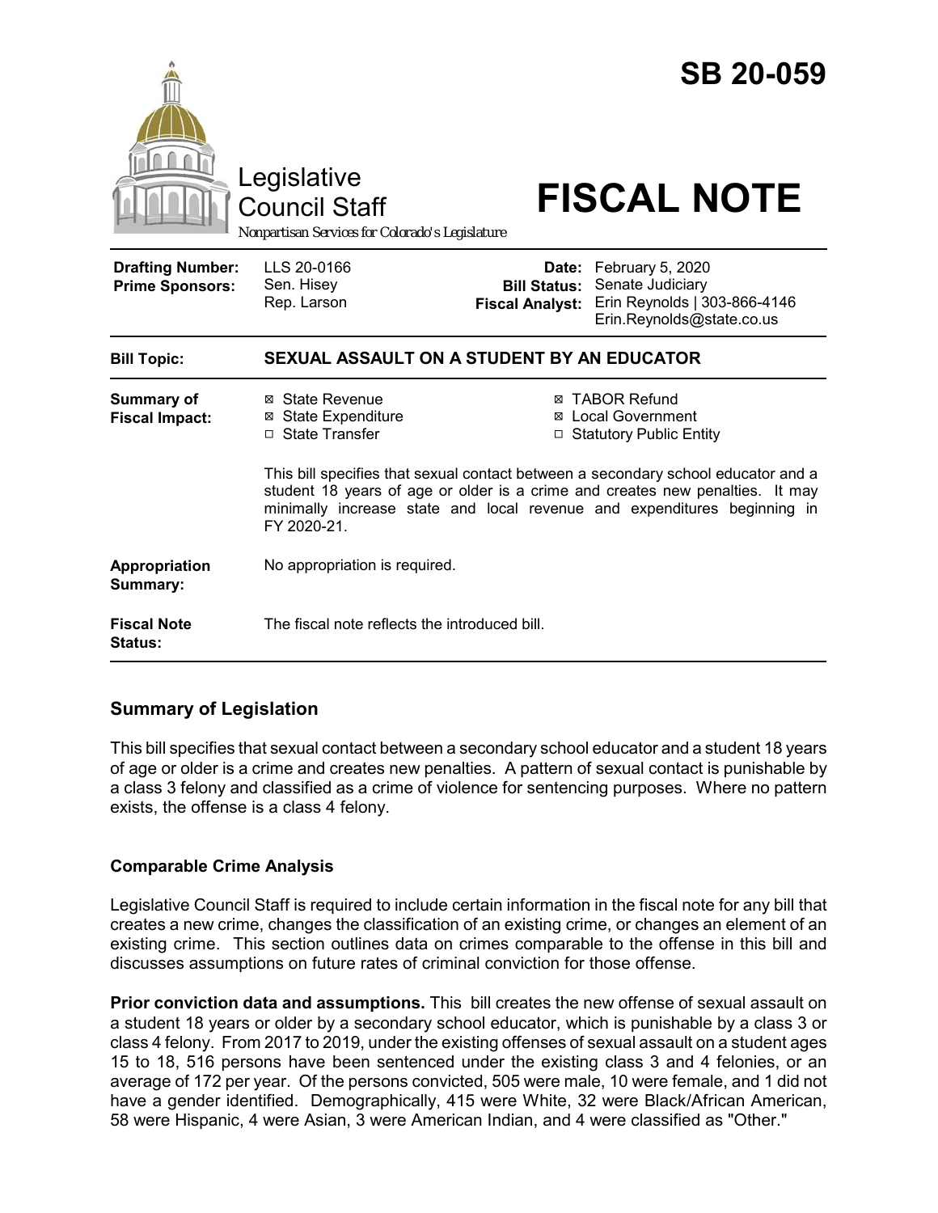# SB 20-059

Legislative Council Staff

Nonpartisan Services for Colorado's Legislature

# FISCAL NOTE

| | | | |
|---|---|---|---|
| **Drafting Number:** | LLS 20-0166 | **Date:** | February 5, 2020 |
| **Prime Sponsors:** | Sen. Hisey<br>Rep. Larson | **Bill Status:** | Senate Judiciary |
| | | **Fiscal Analyst:** | Erin Reynolds \| 303-866-4146<br>Erin.Reynolds@state.co.us |

| | |
|---|---|
| **Bill Topic:** | **SEXUAL ASSAULT ON A STUDENT BY AN EDUCATOR** |
| **Summary of Fiscal Impact:** | ☒ State Revenue ☒ TABOR Refund<br>☒ State Expenditure ☒ Local Government<br>☐ State Transfer ☐ Statutory Public Entity<br><br>This bill specifies that sexual contact between a secondary school educator and a student 18 years of age or older is a crime and creates new penalties. It may minimally increase state and local revenue and expenditures beginning in FY 2020-21. |
| **Appropriation Summary:** | No appropriation is required. |
| **Fiscal Note Status:** | The fiscal note reflects the introduced bill. |

## Summary of Legislation

This bill specifies that sexual contact between a secondary school educator and a student 18 years of age or older is a crime and creates new penalties. A pattern of sexual contact is punishable by a class 3 felony and classified as a crime of violence for sentencing purposes. Where no pattern exists, the offense is a class 4 felony.

### Comparable Crime Analysis

Legislative Council Staff is required to include certain information in the fiscal note for any bill that creates a new crime, changes the classification of an existing crime, or changes an element of an existing crime. This section outlines data on crimes comparable to the offense in this bill and discusses assumptions on future rates of criminal conviction for those offense.

**Prior conviction data and assumptions.** This bill creates the new offense of sexual assault on a student 18 years or older by a secondary school educator, which is punishable by a class 3 or class 4 felony. From 2017 to 2019, under the existing offenses of sexual assault on a student ages 15 to 18, 516 persons have been sentenced under the existing class 3 and 4 felonies, or an average of 172 per year. Of the persons convicted, 505 were male, 10 were female, and 1 did not have a gender identified. Demographically, 415 were White, 32 were Black/African American, 58 were Hispanic, 4 were Asian, 3 were American Indian, and 4 were classified as "Other."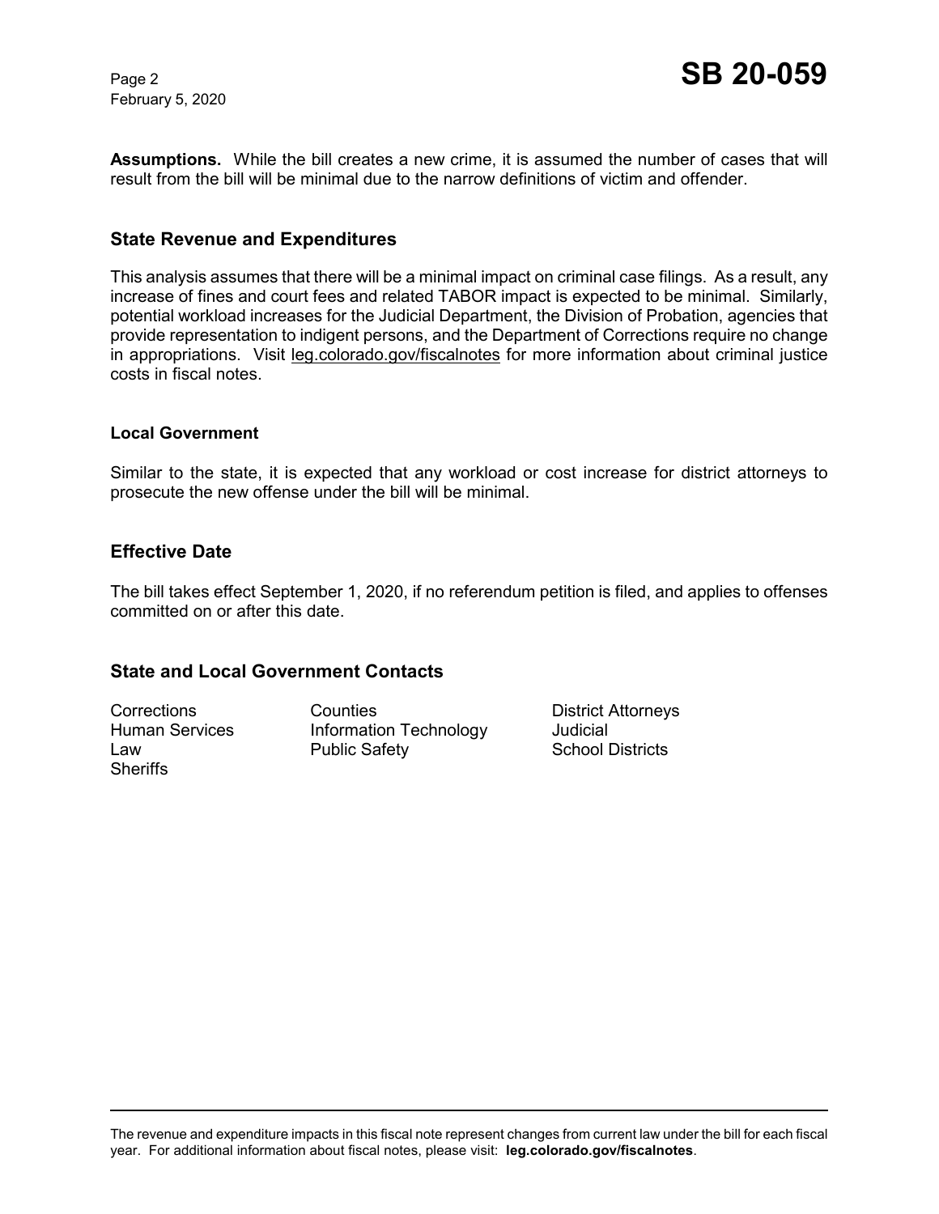**Assumptions.** While the bill creates a new crime, it is assumed the number of cases that will result from the bill will be minimal due to the narrow definitions of victim and offender.

## State Revenue and Expenditures

This analysis assumes that there will be a minimal impact on criminal case filings. As a result, any increase of fines and court fees and related TABOR impact is expected to be minimal. Similarly, potential workload increases for the Judicial Department, the Division of Probation, agencies that provide representation to indigent persons, and the Department of Corrections require no change in appropriations. Visit leg.colorado.gov/fiscalnotes for more information about criminal justice costs in fiscal notes.

### Local Government

Similar to the state, it is expected that any workload or cost increase for district attorneys to prosecute the new offense under the bill will be minimal.

## Effective Date

The bill takes effect September 1, 2020, if no referendum petition is filed, and applies to offenses committed on or after this date.

## State and Local Government Contacts

| | | |
|---|---|---|
| Corrections | Counties | District Attorneys |
| Human Services | Information Technology | Judicial |
| Law | Public Safety | School Districts |
| Sheriffs | | |

The revenue and expenditure impacts in this fiscal note represent changes from current law under the bill for each fiscal year. For additional information about fiscal notes, please visit: **leg.colorado.gov/fiscalnotes**.